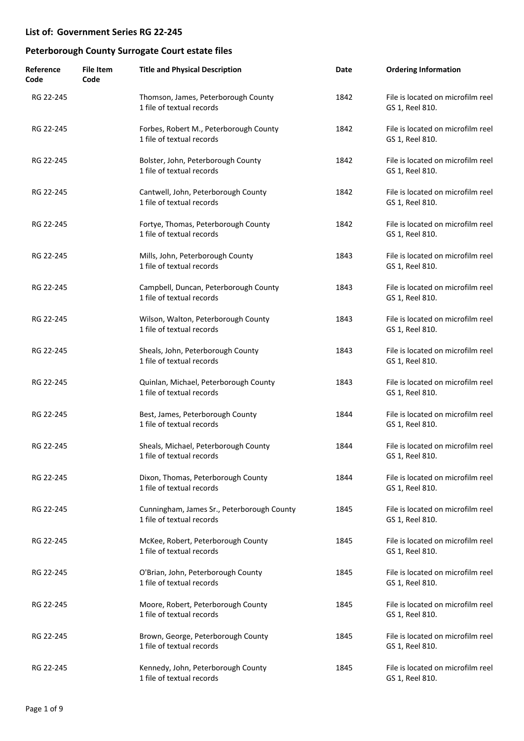## List of: Government Series RG 22-245

## Peterborough County Surrogate Court estate files

| Reference Code | File Item Code | Title and Physical Description | Date | Ordering Information |
|---|---|---|---|---|
| RG 22-245 | | Thomson, James, Peterborough County<br>1 file of textual records | 1842 | File is located on microfilm reel GS 1, Reel 810. |
| RG 22-245 | | Forbes, Robert M., Peterborough County<br>1 file of textual records | 1842 | File is located on microfilm reel GS 1, Reel 810. |
| RG 22-245 | | Bolster, John, Peterborough County<br>1 file of textual records | 1842 | File is located on microfilm reel GS 1, Reel 810. |
| RG 22-245 | | Cantwell, John, Peterborough County<br>1 file of textual records | 1842 | File is located on microfilm reel GS 1, Reel 810. |
| RG 22-245 | | Fortye, Thomas, Peterborough County<br>1 file of textual records | 1842 | File is located on microfilm reel GS 1, Reel 810. |
| RG 22-245 | | Mills, John, Peterborough County<br>1 file of textual records | 1843 | File is located on microfilm reel GS 1, Reel 810. |
| RG 22-245 | | Campbell, Duncan, Peterborough County<br>1 file of textual records | 1843 | File is located on microfilm reel GS 1, Reel 810. |
| RG 22-245 | | Wilson, Walton, Peterborough County<br>1 file of textual records | 1843 | File is located on microfilm reel GS 1, Reel 810. |
| RG 22-245 | | Sheals, John, Peterborough County<br>1 file of textual records | 1843 | File is located on microfilm reel GS 1, Reel 810. |
| RG 22-245 | | Quinlan, Michael, Peterborough County<br>1 file of textual records | 1843 | File is located on microfilm reel GS 1, Reel 810. |
| RG 22-245 | | Best, James, Peterborough County<br>1 file of textual records | 1844 | File is located on microfilm reel GS 1, Reel 810. |
| RG 22-245 | | Sheals, Michael, Peterborough County<br>1 file of textual records | 1844 | File is located on microfilm reel GS 1, Reel 810. |
| RG 22-245 | | Dixon, Thomas, Peterborough County<br>1 file of textual records | 1844 | File is located on microfilm reel GS 1, Reel 810. |
| RG 22-245 | | Cunningham, James Sr., Peterborough County<br>1 file of textual records | 1845 | File is located on microfilm reel GS 1, Reel 810. |
| RG 22-245 | | McKee, Robert, Peterborough County<br>1 file of textual records | 1845 | File is located on microfilm reel GS 1, Reel 810. |
| RG 22-245 | | O'Brian, John, Peterborough County<br>1 file of textual records | 1845 | File is located on microfilm reel GS 1, Reel 810. |
| RG 22-245 | | Moore, Robert, Peterborough County<br>1 file of textual records | 1845 | File is located on microfilm reel GS 1, Reel 810. |
| RG 22-245 | | Brown, George, Peterborough County<br>1 file of textual records | 1845 | File is located on microfilm reel GS 1, Reel 810. |
| RG 22-245 | | Kennedy, John, Peterborough County<br>1 file of textual records | 1845 | File is located on microfilm reel GS 1, Reel 810. |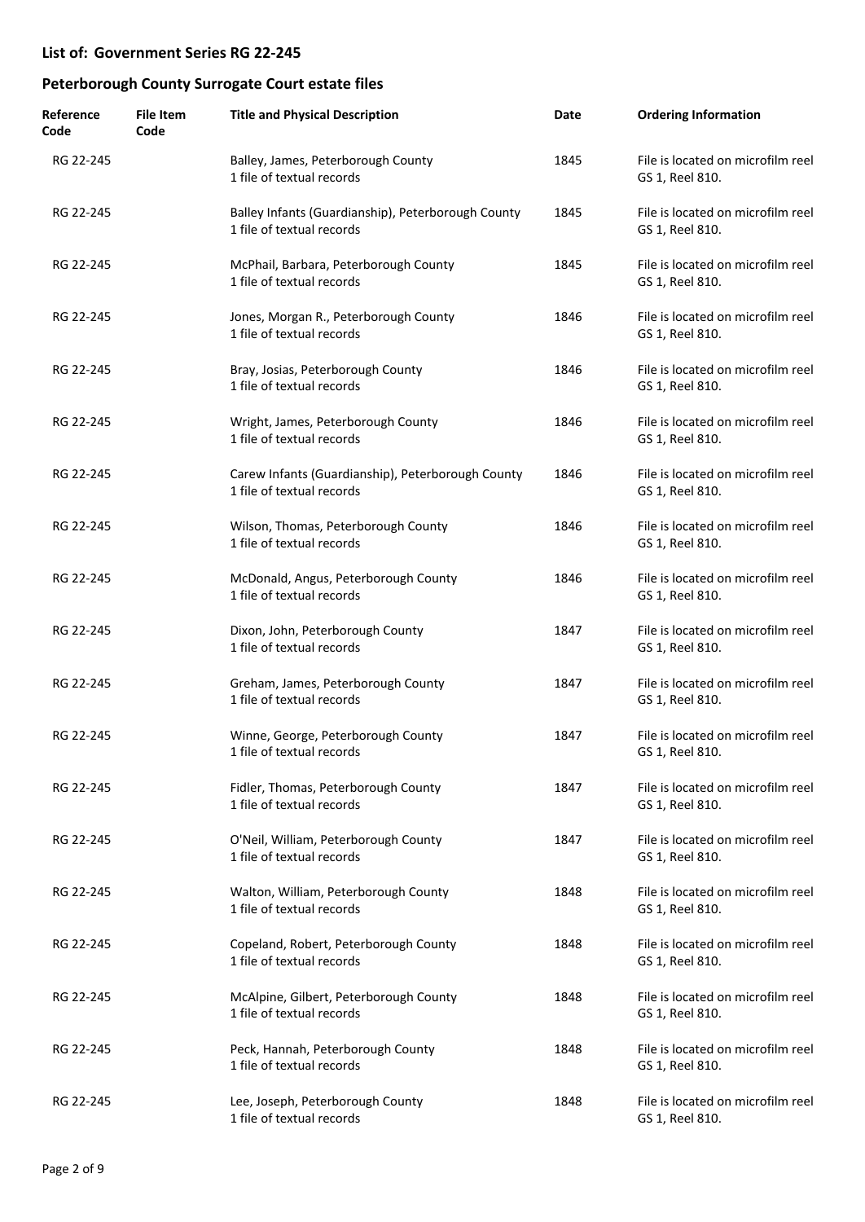**List of: Government Series RG 22-245**

**Peterborough County Surrogate Court estate files**

| Reference Code | File Item Code | Title and Physical Description | Date | Ordering Information |
|---|---|---|---|---|
| RG 22-245 | | Balley, James, Peterborough County<br>1 file of textual records | 1845 | File is located on microfilm reel GS 1, Reel 810. |
| RG 22-245 | | Balley Infants (Guardianship), Peterborough County<br>1 file of textual records | 1845 | File is located on microfilm reel GS 1, Reel 810. |
| RG 22-245 | | McPhail, Barbara, Peterborough County<br>1 file of textual records | 1845 | File is located on microfilm reel GS 1, Reel 810. |
| RG 22-245 | | Jones, Morgan R., Peterborough County<br>1 file of textual records | 1846 | File is located on microfilm reel GS 1, Reel 810. |
| RG 22-245 | | Bray, Josias, Peterborough County<br>1 file of textual records | 1846 | File is located on microfilm reel GS 1, Reel 810. |
| RG 22-245 | | Wright, James, Peterborough County<br>1 file of textual records | 1846 | File is located on microfilm reel GS 1, Reel 810. |
| RG 22-245 | | Carew Infants (Guardianship), Peterborough County<br>1 file of textual records | 1846 | File is located on microfilm reel GS 1, Reel 810. |
| RG 22-245 | | Wilson, Thomas, Peterborough County<br>1 file of textual records | 1846 | File is located on microfilm reel GS 1, Reel 810. |
| RG 22-245 | | McDonald, Angus, Peterborough County<br>1 file of textual records | 1846 | File is located on microfilm reel GS 1, Reel 810. |
| RG 22-245 | | Dixon, John, Peterborough County<br>1 file of textual records | 1847 | File is located on microfilm reel GS 1, Reel 810. |
| RG 22-245 | | Greham, James, Peterborough County<br>1 file of textual records | 1847 | File is located on microfilm reel GS 1, Reel 810. |
| RG 22-245 | | Winne, George, Peterborough County<br>1 file of textual records | 1847 | File is located on microfilm reel GS 1, Reel 810. |
| RG 22-245 | | Fidler, Thomas, Peterborough County<br>1 file of textual records | 1847 | File is located on microfilm reel GS 1, Reel 810. |
| RG 22-245 | | O'Neil, William, Peterborough County<br>1 file of textual records | 1847 | File is located on microfilm reel GS 1, Reel 810. |
| RG 22-245 | | Walton, William, Peterborough County<br>1 file of textual records | 1848 | File is located on microfilm reel GS 1, Reel 810. |
| RG 22-245 | | Copeland, Robert, Peterborough County<br>1 file of textual records | 1848 | File is located on microfilm reel GS 1, Reel 810. |
| RG 22-245 | | McAlpine, Gilbert, Peterborough County<br>1 file of textual records | 1848 | File is located on microfilm reel GS 1, Reel 810. |
| RG 22-245 | | Peck, Hannah, Peterborough County<br>1 file of textual records | 1848 | File is located on microfilm reel GS 1, Reel 810. |
| RG 22-245 | | Lee, Joseph, Peterborough County<br>1 file of textual records | 1848 | File is located on microfilm reel GS 1, Reel 810. |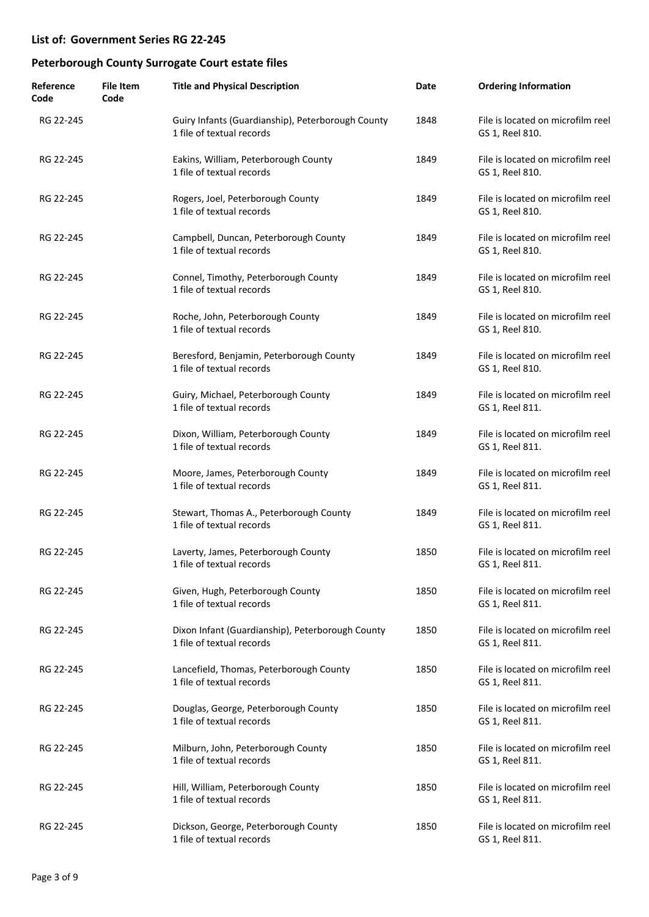## List of: Government Series RG 22-245

## Peterborough County Surrogate Court estate files

| Reference Code | File Item Code | Title and Physical Description | Date | Ordering Information |
|---|---|---|---|---|
| RG 22-245 | | Guiry Infants (Guardianship), Peterborough County<br>1 file of textual records | 1848 | File is located on microfilm reel GS 1, Reel 810. |
| RG 22-245 | | Eakins, William, Peterborough County<br>1 file of textual records | 1849 | File is located on microfilm reel GS 1, Reel 810. |
| RG 22-245 | | Rogers, Joel, Peterborough County<br>1 file of textual records | 1849 | File is located on microfilm reel GS 1, Reel 810. |
| RG 22-245 | | Campbell, Duncan, Peterborough County<br>1 file of textual records | 1849 | File is located on microfilm reel GS 1, Reel 810. |
| RG 22-245 | | Connel, Timothy, Peterborough County<br>1 file of textual records | 1849 | File is located on microfilm reel GS 1, Reel 810. |
| RG 22-245 | | Roche, John, Peterborough County<br>1 file of textual records | 1849 | File is located on microfilm reel GS 1, Reel 810. |
| RG 22-245 | | Beresford, Benjamin, Peterborough County<br>1 file of textual records | 1849 | File is located on microfilm reel GS 1, Reel 810. |
| RG 22-245 | | Guiry, Michael, Peterborough County<br>1 file of textual records | 1849 | File is located on microfilm reel GS 1, Reel 811. |
| RG 22-245 | | Dixon, William, Peterborough County<br>1 file of textual records | 1849 | File is located on microfilm reel GS 1, Reel 811. |
| RG 22-245 | | Moore, James, Peterborough County<br>1 file of textual records | 1849 | File is located on microfilm reel GS 1, Reel 811. |
| RG 22-245 | | Stewart, Thomas A., Peterborough County<br>1 file of textual records | 1849 | File is located on microfilm reel GS 1, Reel 811. |
| RG 22-245 | | Laverty, James, Peterborough County<br>1 file of textual records | 1850 | File is located on microfilm reel GS 1, Reel 811. |
| RG 22-245 | | Given, Hugh, Peterborough County<br>1 file of textual records | 1850 | File is located on microfilm reel GS 1, Reel 811. |
| RG 22-245 | | Dixon Infant (Guardianship), Peterborough County<br>1 file of textual records | 1850 | File is located on microfilm reel GS 1, Reel 811. |
| RG 22-245 | | Lancefield, Thomas, Peterborough County<br>1 file of textual records | 1850 | File is located on microfilm reel GS 1, Reel 811. |
| RG 22-245 | | Douglas, George, Peterborough County<br>1 file of textual records | 1850 | File is located on microfilm reel GS 1, Reel 811. |
| RG 22-245 | | Milburn, John, Peterborough County<br>1 file of textual records | 1850 | File is located on microfilm reel GS 1, Reel 811. |
| RG 22-245 | | Hill, William, Peterborough County<br>1 file of textual records | 1850 | File is located on microfilm reel GS 1, Reel 811. |
| RG 22-245 | | Dickson, George, Peterborough County<br>1 file of textual records | 1850 | File is located on microfilm reel GS 1, Reel 811. |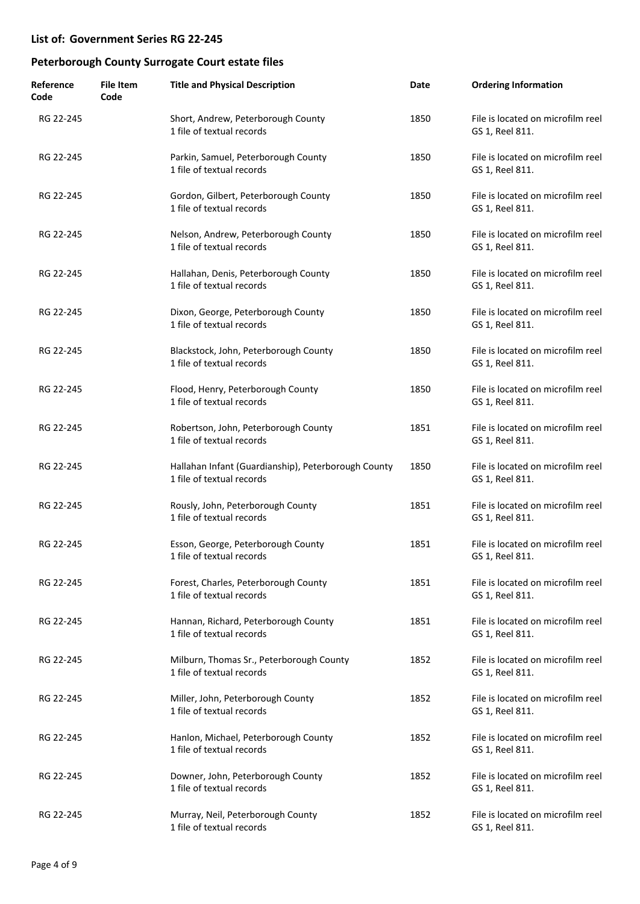## List of: Government Series RG 22-245

## Peterborough County Surrogate Court estate files

| Reference Code | File Item Code | Title and Physical Description | Date | Ordering Information |
|---|---|---|---|---|
| RG 22-245 | | Short, Andrew, Peterborough County<br>1 file of textual records | 1850 | File is located on microfilm reel GS 1, Reel 811. |
| RG 22-245 | | Parkin, Samuel, Peterborough County<br>1 file of textual records | 1850 | File is located on microfilm reel GS 1, Reel 811. |
| RG 22-245 | | Gordon, Gilbert, Peterborough County<br>1 file of textual records | 1850 | File is located on microfilm reel GS 1, Reel 811. |
| RG 22-245 | | Nelson, Andrew, Peterborough County<br>1 file of textual records | 1850 | File is located on microfilm reel GS 1, Reel 811. |
| RG 22-245 | | Hallahan, Denis, Peterborough County<br>1 file of textual records | 1850 | File is located on microfilm reel GS 1, Reel 811. |
| RG 22-245 | | Dixon, George, Peterborough County<br>1 file of textual records | 1850 | File is located on microfilm reel GS 1, Reel 811. |
| RG 22-245 | | Blackstock, John, Peterborough County<br>1 file of textual records | 1850 | File is located on microfilm reel GS 1, Reel 811. |
| RG 22-245 | | Flood, Henry, Peterborough County<br>1 file of textual records | 1850 | File is located on microfilm reel GS 1, Reel 811. |
| RG 22-245 | | Robertson, John, Peterborough County<br>1 file of textual records | 1851 | File is located on microfilm reel GS 1, Reel 811. |
| RG 22-245 | | Hallahan Infant (Guardianship), Peterborough County<br>1 file of textual records | 1850 | File is located on microfilm reel GS 1, Reel 811. |
| RG 22-245 | | Rously, John, Peterborough County<br>1 file of textual records | 1851 | File is located on microfilm reel GS 1, Reel 811. |
| RG 22-245 | | Esson, George, Peterborough County<br>1 file of textual records | 1851 | File is located on microfilm reel GS 1, Reel 811. |
| RG 22-245 | | Forest, Charles, Peterborough County<br>1 file of textual records | 1851 | File is located on microfilm reel GS 1, Reel 811. |
| RG 22-245 | | Hannan, Richard, Peterborough County<br>1 file of textual records | 1851 | File is located on microfilm reel GS 1, Reel 811. |
| RG 22-245 | | Milburn, Thomas Sr., Peterborough County<br>1 file of textual records | 1852 | File is located on microfilm reel GS 1, Reel 811. |
| RG 22-245 | | Miller, John, Peterborough County<br>1 file of textual records | 1852 | File is located on microfilm reel GS 1, Reel 811. |
| RG 22-245 | | Hanlon, Michael, Peterborough County<br>1 file of textual records | 1852 | File is located on microfilm reel GS 1, Reel 811. |
| RG 22-245 | | Downer, John, Peterborough County<br>1 file of textual records | 1852 | File is located on microfilm reel GS 1, Reel 811. |
| RG 22-245 | | Murray, Neil, Peterborough County<br>1 file of textual records | 1852 | File is located on microfilm reel GS 1, Reel 811. |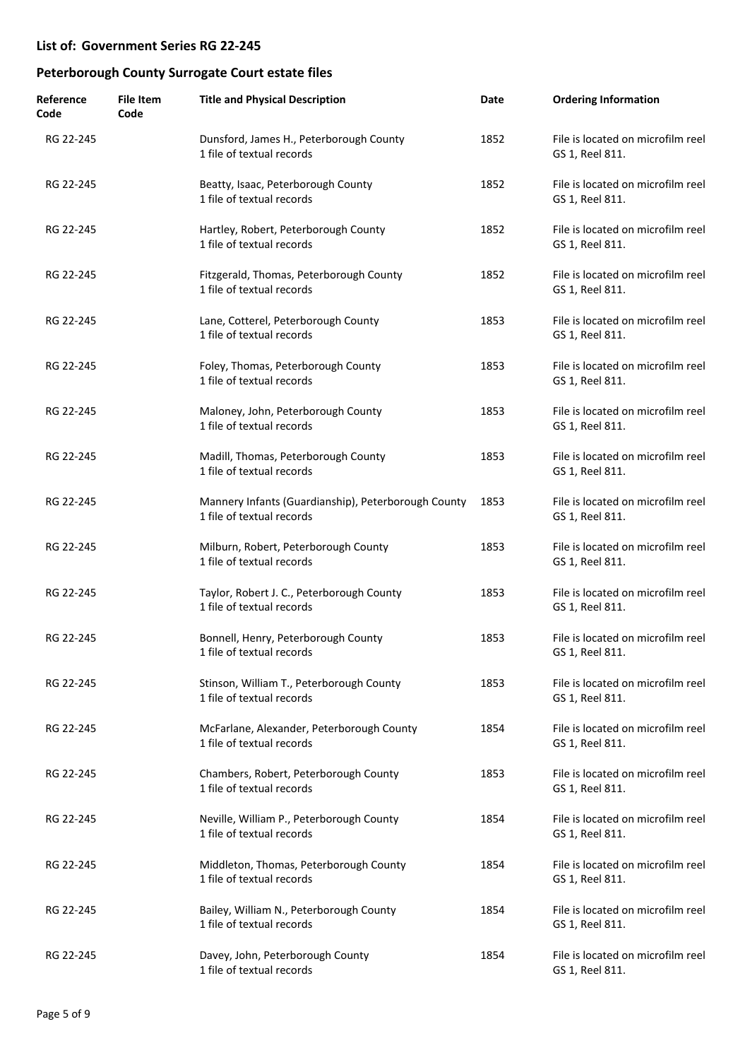## List of: Government Series RG 22-245

## Peterborough County Surrogate Court estate files

| Reference Code | File Item Code | Title and Physical Description | Date | Ordering Information |
|---|---|---|---|---|
| RG 22-245 | | Dunsford, James H., Peterborough County<br>1 file of textual records | 1852 | File is located on microfilm reel GS 1, Reel 811. |
| RG 22-245 | | Beatty, Isaac, Peterborough County<br>1 file of textual records | 1852 | File is located on microfilm reel GS 1, Reel 811. |
| RG 22-245 | | Hartley, Robert, Peterborough County<br>1 file of textual records | 1852 | File is located on microfilm reel GS 1, Reel 811. |
| RG 22-245 | | Fitzgerald, Thomas, Peterborough County<br>1 file of textual records | 1852 | File is located on microfilm reel GS 1, Reel 811. |
| RG 22-245 | | Lane, Cotterel, Peterborough County<br>1 file of textual records | 1853 | File is located on microfilm reel GS 1, Reel 811. |
| RG 22-245 | | Foley, Thomas, Peterborough County<br>1 file of textual records | 1853 | File is located on microfilm reel GS 1, Reel 811. |
| RG 22-245 | | Maloney, John, Peterborough County<br>1 file of textual records | 1853 | File is located on microfilm reel GS 1, Reel 811. |
| RG 22-245 | | Madill, Thomas, Peterborough County<br>1 file of textual records | 1853 | File is located on microfilm reel GS 1, Reel 811. |
| RG 22-245 | | Mannery Infants (Guardianship), Peterborough County<br>1 file of textual records | 1853 | File is located on microfilm reel GS 1, Reel 811. |
| RG 22-245 | | Milburn, Robert, Peterborough County<br>1 file of textual records | 1853 | File is located on microfilm reel GS 1, Reel 811. |
| RG 22-245 | | Taylor, Robert J. C., Peterborough County<br>1 file of textual records | 1853 | File is located on microfilm reel GS 1, Reel 811. |
| RG 22-245 | | Bonnell, Henry, Peterborough County<br>1 file of textual records | 1853 | File is located on microfilm reel GS 1, Reel 811. |
| RG 22-245 | | Stinson, William T., Peterborough County<br>1 file of textual records | 1853 | File is located on microfilm reel GS 1, Reel 811. |
| RG 22-245 | | McFarlane, Alexander, Peterborough County<br>1 file of textual records | 1854 | File is located on microfilm reel GS 1, Reel 811. |
| RG 22-245 | | Chambers, Robert, Peterborough County<br>1 file of textual records | 1853 | File is located on microfilm reel GS 1, Reel 811. |
| RG 22-245 | | Neville, William P., Peterborough County<br>1 file of textual records | 1854 | File is located on microfilm reel GS 1, Reel 811. |
| RG 22-245 | | Middleton, Thomas, Peterborough County<br>1 file of textual records | 1854 | File is located on microfilm reel GS 1, Reel 811. |
| RG 22-245 | | Bailey, William N., Peterborough County<br>1 file of textual records | 1854 | File is located on microfilm reel GS 1, Reel 811. |
| RG 22-245 | | Davey, John, Peterborough County<br>1 file of textual records | 1854 | File is located on microfilm reel GS 1, Reel 811. |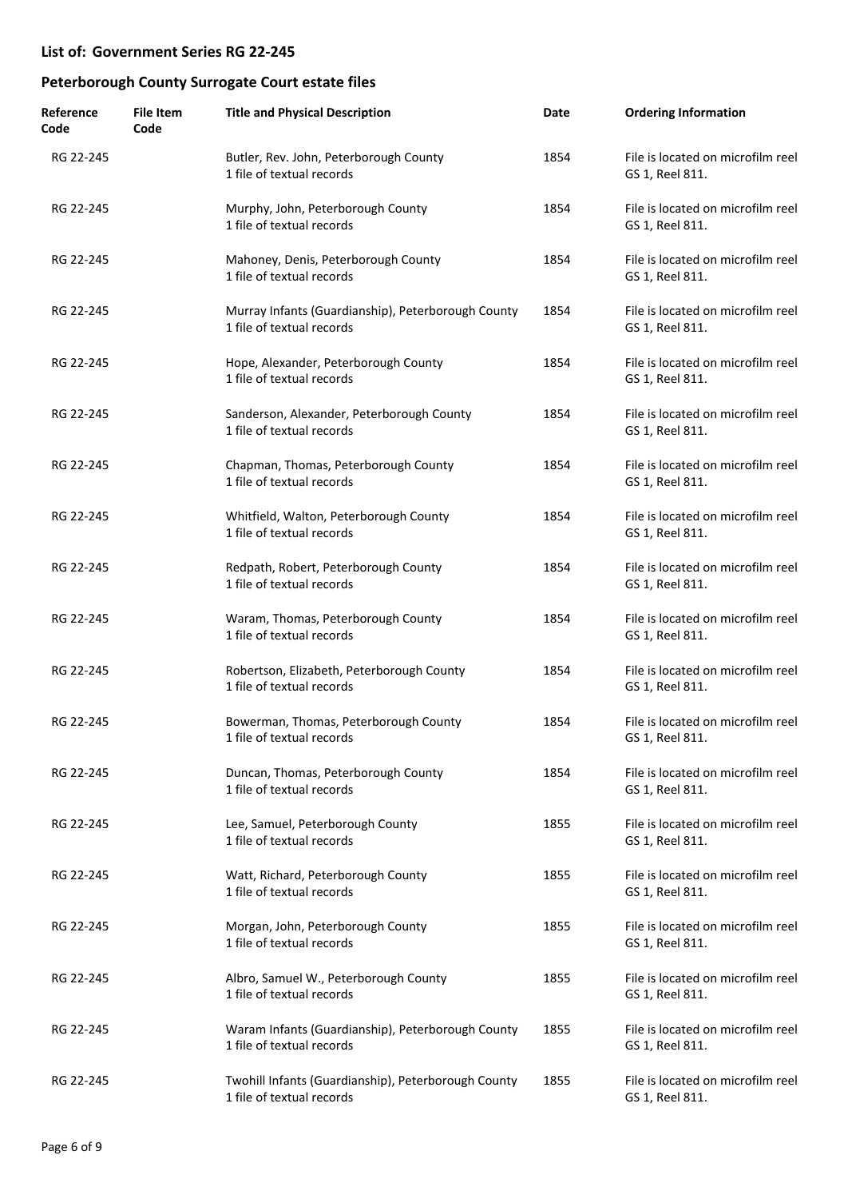## List of: Government Series RG 22-245

## Peterborough County Surrogate Court estate files

| Reference Code | File Item Code | Title and Physical Description | Date | Ordering Information |
|---|---|---|---|---|
| RG 22-245 | | Butler, Rev. John, Peterborough County<br>1 file of textual records | 1854 | File is located on microfilm reel GS 1, Reel 811. |
| RG 22-245 | | Murphy, John, Peterborough County<br>1 file of textual records | 1854 | File is located on microfilm reel GS 1, Reel 811. |
| RG 22-245 | | Mahoney, Denis, Peterborough County<br>1 file of textual records | 1854 | File is located on microfilm reel GS 1, Reel 811. |
| RG 22-245 | | Murray Infants (Guardianship), Peterborough County<br>1 file of textual records | 1854 | File is located on microfilm reel GS 1, Reel 811. |
| RG 22-245 | | Hope, Alexander, Peterborough County<br>1 file of textual records | 1854 | File is located on microfilm reel GS 1, Reel 811. |
| RG 22-245 | | Sanderson, Alexander, Peterborough County<br>1 file of textual records | 1854 | File is located on microfilm reel GS 1, Reel 811. |
| RG 22-245 | | Chapman, Thomas, Peterborough County<br>1 file of textual records | 1854 | File is located on microfilm reel GS 1, Reel 811. |
| RG 22-245 | | Whitfield, Walton, Peterborough County<br>1 file of textual records | 1854 | File is located on microfilm reel GS 1, Reel 811. |
| RG 22-245 | | Redpath, Robert, Peterborough County<br>1 file of textual records | 1854 | File is located on microfilm reel GS 1, Reel 811. |
| RG 22-245 | | Waram, Thomas, Peterborough County<br>1 file of textual records | 1854 | File is located on microfilm reel GS 1, Reel 811. |
| RG 22-245 | | Robertson, Elizabeth, Peterborough County<br>1 file of textual records | 1854 | File is located on microfilm reel GS 1, Reel 811. |
| RG 22-245 | | Bowerman, Thomas, Peterborough County<br>1 file of textual records | 1854 | File is located on microfilm reel GS 1, Reel 811. |
| RG 22-245 | | Duncan, Thomas, Peterborough County<br>1 file of textual records | 1854 | File is located on microfilm reel GS 1, Reel 811. |
| RG 22-245 | | Lee, Samuel, Peterborough County<br>1 file of textual records | 1855 | File is located on microfilm reel GS 1, Reel 811. |
| RG 22-245 | | Watt, Richard, Peterborough County<br>1 file of textual records | 1855 | File is located on microfilm reel GS 1, Reel 811. |
| RG 22-245 | | Morgan, John, Peterborough County<br>1 file of textual records | 1855 | File is located on microfilm reel GS 1, Reel 811. |
| RG 22-245 | | Albro, Samuel W., Peterborough County<br>1 file of textual records | 1855 | File is located on microfilm reel GS 1, Reel 811. |
| RG 22-245 | | Waram Infants (Guardianship), Peterborough County<br>1 file of textual records | 1855 | File is located on microfilm reel GS 1, Reel 811. |
| RG 22-245 | | Twohill Infants (Guardianship), Peterborough County<br>1 file of textual records | 1855 | File is located on microfilm reel GS 1, Reel 811. |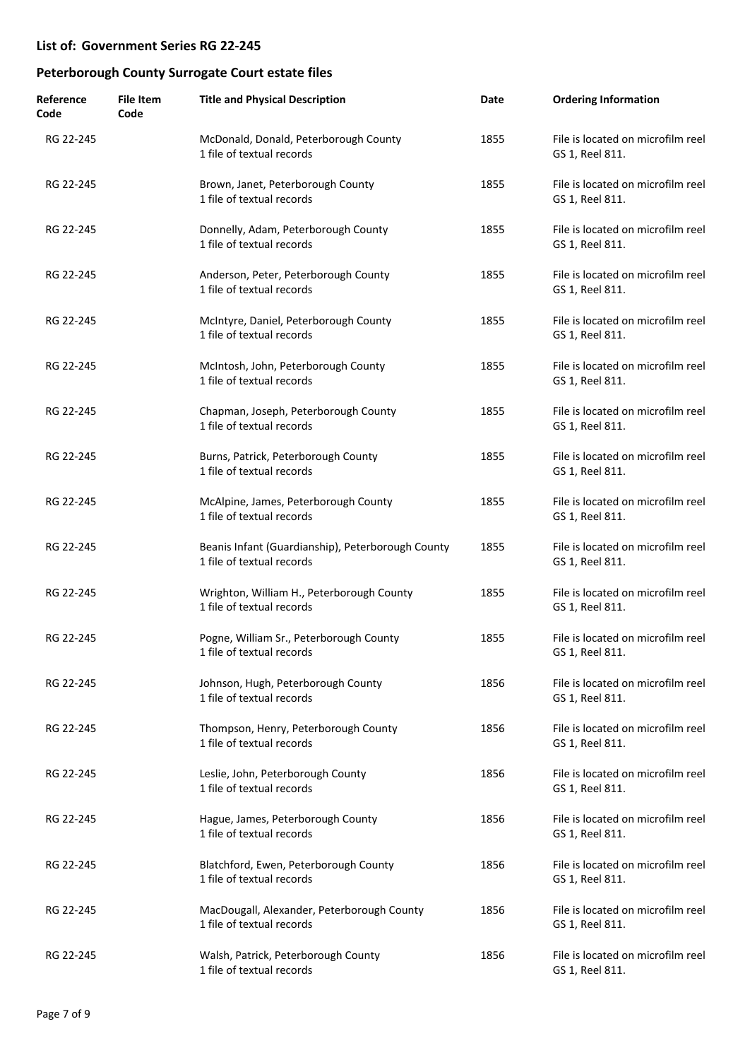## List of: Government Series RG 22-245

## Peterborough County Surrogate Court estate files

| Reference Code | File Item Code | Title and Physical Description | Date | Ordering Information |
|---|---|---|---|---|
| RG 22-245 | | McDonald, Donald, Peterborough County<br>1 file of textual records | 1855 | File is located on microfilm reel GS 1, Reel 811. |
| RG 22-245 | | Brown, Janet, Peterborough County<br>1 file of textual records | 1855 | File is located on microfilm reel GS 1, Reel 811. |
| RG 22-245 | | Donnelly, Adam, Peterborough County<br>1 file of textual records | 1855 | File is located on microfilm reel GS 1, Reel 811. |
| RG 22-245 | | Anderson, Peter, Peterborough County<br>1 file of textual records | 1855 | File is located on microfilm reel GS 1, Reel 811. |
| RG 22-245 | | McIntyre, Daniel, Peterborough County<br>1 file of textual records | 1855 | File is located on microfilm reel GS 1, Reel 811. |
| RG 22-245 | | McIntosh, John, Peterborough County<br>1 file of textual records | 1855 | File is located on microfilm reel GS 1, Reel 811. |
| RG 22-245 | | Chapman, Joseph, Peterborough County<br>1 file of textual records | 1855 | File is located on microfilm reel GS 1, Reel 811. |
| RG 22-245 | | Burns, Patrick, Peterborough County<br>1 file of textual records | 1855 | File is located on microfilm reel GS 1, Reel 811. |
| RG 22-245 | | McAlpine, James, Peterborough County<br>1 file of textual records | 1855 | File is located on microfilm reel GS 1, Reel 811. |
| RG 22-245 | | Beanis Infant (Guardianship), Peterborough County<br>1 file of textual records | 1855 | File is located on microfilm reel GS 1, Reel 811. |
| RG 22-245 | | Wrighton, William H., Peterborough County<br>1 file of textual records | 1855 | File is located on microfilm reel GS 1, Reel 811. |
| RG 22-245 | | Pogne, William Sr., Peterborough County<br>1 file of textual records | 1855 | File is located on microfilm reel GS 1, Reel 811. |
| RG 22-245 | | Johnson, Hugh, Peterborough County<br>1 file of textual records | 1856 | File is located on microfilm reel GS 1, Reel 811. |
| RG 22-245 | | Thompson, Henry, Peterborough County<br>1 file of textual records | 1856 | File is located on microfilm reel GS 1, Reel 811. |
| RG 22-245 | | Leslie, John, Peterborough County<br>1 file of textual records | 1856 | File is located on microfilm reel GS 1, Reel 811. |
| RG 22-245 | | Hague, James, Peterborough County<br>1 file of textual records | 1856 | File is located on microfilm reel GS 1, Reel 811. |
| RG 22-245 | | Blatchford, Ewen, Peterborough County<br>1 file of textual records | 1856 | File is located on microfilm reel GS 1, Reel 811. |
| RG 22-245 | | MacDougall, Alexander, Peterborough County<br>1 file of textual records | 1856 | File is located on microfilm reel GS 1, Reel 811. |
| RG 22-245 | | Walsh, Patrick, Peterborough County<br>1 file of textual records | 1856 | File is located on microfilm reel GS 1, Reel 811. |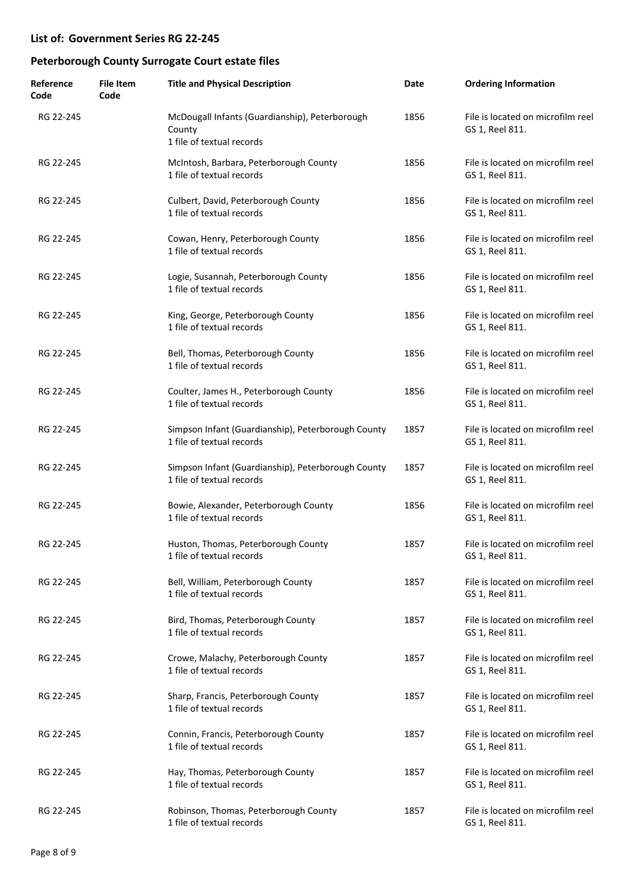## List of: Government Series RG 22-245

## Peterborough County Surrogate Court estate files

| Reference Code | File Item Code | Title and Physical Description | Date | Ordering Information |
|---|---|---|---|---|
| RG 22-245 | | McDougall Infants (Guardianship), Peterborough County<br>1 file of textual records | 1856 | File is located on microfilm reel GS 1, Reel 811. |
| RG 22-245 | | McIntosh, Barbara, Peterborough County<br>1 file of textual records | 1856 | File is located on microfilm reel GS 1, Reel 811. |
| RG 22-245 | | Culbert, David, Peterborough County<br>1 file of textual records | 1856 | File is located on microfilm reel GS 1, Reel 811. |
| RG 22-245 | | Cowan, Henry, Peterborough County<br>1 file of textual records | 1856 | File is located on microfilm reel GS 1, Reel 811. |
| RG 22-245 | | Logie, Susannah, Peterborough County<br>1 file of textual records | 1856 | File is located on microfilm reel GS 1, Reel 811. |
| RG 22-245 | | King, George, Peterborough County<br>1 file of textual records | 1856 | File is located on microfilm reel GS 1, Reel 811. |
| RG 22-245 | | Bell, Thomas, Peterborough County<br>1 file of textual records | 1856 | File is located on microfilm reel GS 1, Reel 811. |
| RG 22-245 | | Coulter, James H., Peterborough County<br>1 file of textual records | 1856 | File is located on microfilm reel GS 1, Reel 811. |
| RG 22-245 | | Simpson Infant (Guardianship), Peterborough County<br>1 file of textual records | 1857 | File is located on microfilm reel GS 1, Reel 811. |
| RG 22-245 | | Simpson Infant (Guardianship), Peterborough County<br>1 file of textual records | 1857 | File is located on microfilm reel GS 1, Reel 811. |
| RG 22-245 | | Bowie, Alexander, Peterborough County<br>1 file of textual records | 1856 | File is located on microfilm reel GS 1, Reel 811. |
| RG 22-245 | | Huston, Thomas, Peterborough County<br>1 file of textual records | 1857 | File is located on microfilm reel GS 1, Reel 811. |
| RG 22-245 | | Bell, William, Peterborough County<br>1 file of textual records | 1857 | File is located on microfilm reel GS 1, Reel 811. |
| RG 22-245 | | Bird, Thomas, Peterborough County<br>1 file of textual records | 1857 | File is located on microfilm reel GS 1, Reel 811. |
| RG 22-245 | | Crowe, Malachy, Peterborough County<br>1 file of textual records | 1857 | File is located on microfilm reel GS 1, Reel 811. |
| RG 22-245 | | Sharp, Francis, Peterborough County<br>1 file of textual records | 1857 | File is located on microfilm reel GS 1, Reel 811. |
| RG 22-245 | | Connin, Francis, Peterborough County<br>1 file of textual records | 1857 | File is located on microfilm reel GS 1, Reel 811. |
| RG 22-245 | | Hay, Thomas, Peterborough County<br>1 file of textual records | 1857 | File is located on microfilm reel GS 1, Reel 811. |
| RG 22-245 | | Robinson, Thomas, Peterborough County<br>1 file of textual records | 1857 | File is located on microfilm reel GS 1, Reel 811. |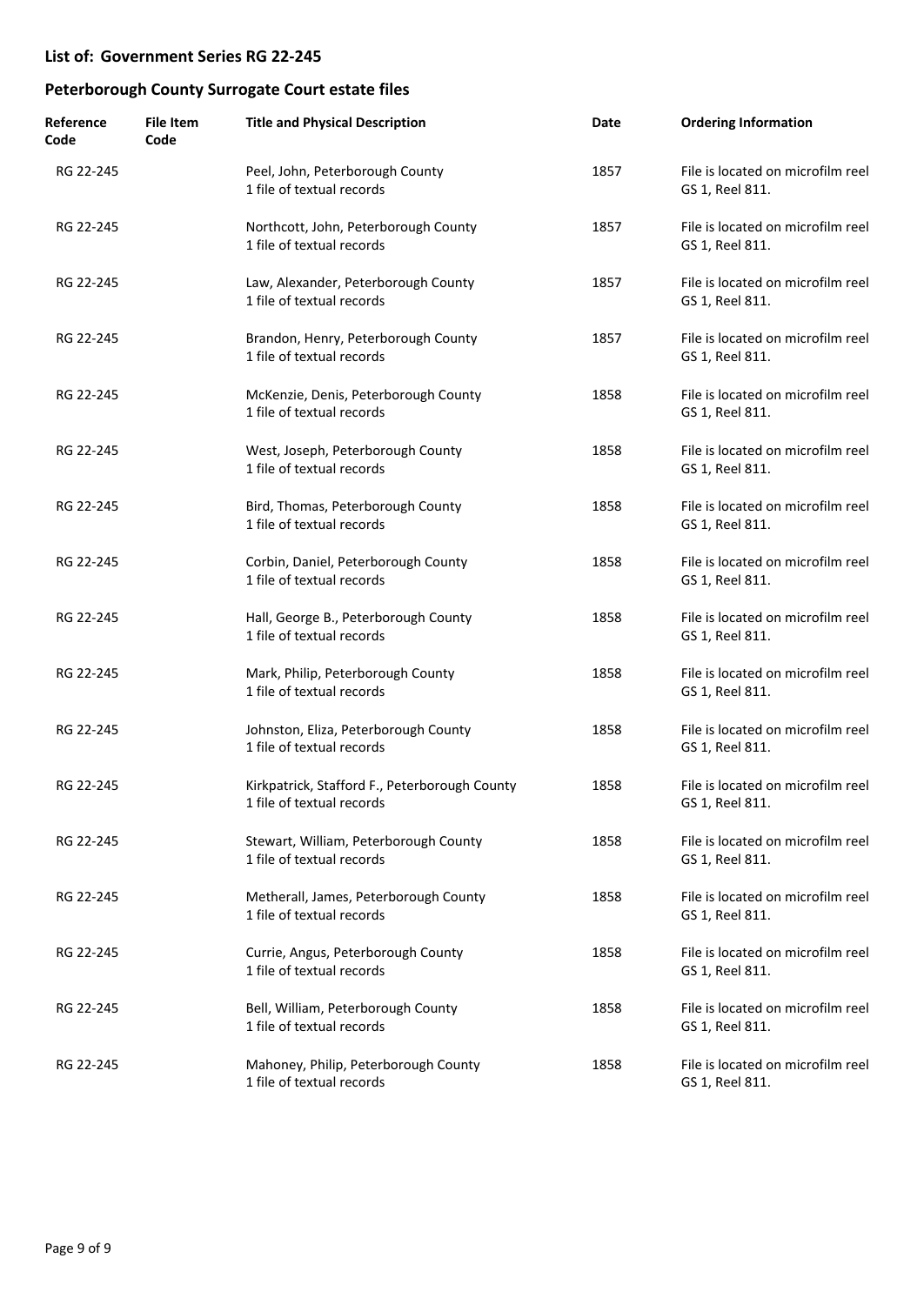**List of: Government Series RG 22-245**

**Peterborough County Surrogate Court estate files**

| Reference Code | File Item Code | Title and Physical Description | Date | Ordering Information |
|---|---|---|---|---|
| RG 22-245 | | Peel, John, Peterborough County<br>1 file of textual records | 1857 | File is located on microfilm reel GS 1, Reel 811. |
| RG 22-245 | | Northcott, John, Peterborough County<br>1 file of textual records | 1857 | File is located on microfilm reel GS 1, Reel 811. |
| RG 22-245 | | Law, Alexander, Peterborough County<br>1 file of textual records | 1857 | File is located on microfilm reel GS 1, Reel 811. |
| RG 22-245 | | Brandon, Henry, Peterborough County<br>1 file of textual records | 1857 | File is located on microfilm reel GS 1, Reel 811. |
| RG 22-245 | | McKenzie, Denis, Peterborough County<br>1 file of textual records | 1858 | File is located on microfilm reel GS 1, Reel 811. |
| RG 22-245 | | West, Joseph, Peterborough County<br>1 file of textual records | 1858 | File is located on microfilm reel GS 1, Reel 811. |
| RG 22-245 | | Bird, Thomas, Peterborough County<br>1 file of textual records | 1858 | File is located on microfilm reel GS 1, Reel 811. |
| RG 22-245 | | Corbin, Daniel, Peterborough County<br>1 file of textual records | 1858 | File is located on microfilm reel GS 1, Reel 811. |
| RG 22-245 | | Hall, George B., Peterborough County<br>1 file of textual records | 1858 | File is located on microfilm reel GS 1, Reel 811. |
| RG 22-245 | | Mark, Philip, Peterborough County<br>1 file of textual records | 1858 | File is located on microfilm reel GS 1, Reel 811. |
| RG 22-245 | | Johnston, Eliza, Peterborough County<br>1 file of textual records | 1858 | File is located on microfilm reel GS 1, Reel 811. |
| RG 22-245 | | Kirkpatrick, Stafford F., Peterborough County<br>1 file of textual records | 1858 | File is located on microfilm reel GS 1, Reel 811. |
| RG 22-245 | | Stewart, William, Peterborough County<br>1 file of textual records | 1858 | File is located on microfilm reel GS 1, Reel 811. |
| RG 22-245 | | Metherall, James, Peterborough County<br>1 file of textual records | 1858 | File is located on microfilm reel GS 1, Reel 811. |
| RG 22-245 | | Currie, Angus, Peterborough County<br>1 file of textual records | 1858 | File is located on microfilm reel GS 1, Reel 811. |
| RG 22-245 | | Bell, William, Peterborough County<br>1 file of textual records | 1858 | File is located on microfilm reel GS 1, Reel 811. |
| RG 22-245 | | Mahoney, Philip, Peterborough County<br>1 file of textual records | 1858 | File is located on microfilm reel GS 1, Reel 811. |